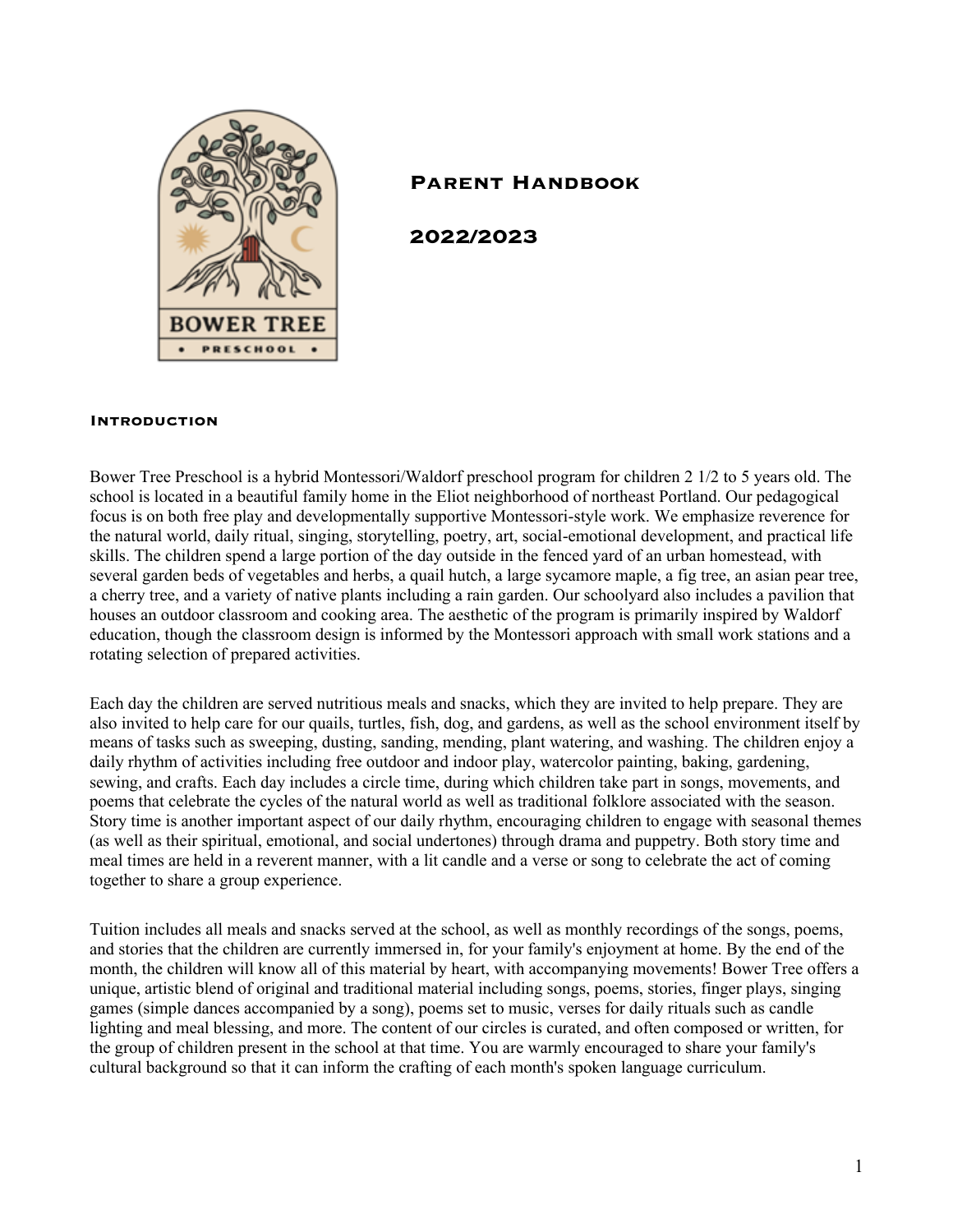# Parent Handbook

## 2022/2023

### Introduction

Bower Tree Preschool is a hybrid Montessori/Waldorf preschool program for children 2 1/2 to 5 years old. The school is located in a beautiful family home in the Eliot neighborhood of northeast Portland. Our pedagogical focus is on both free play and developmentally supportive Montessori-style work. We emphasize reverence for the natural world, daily ritual, singing, storytelling, poetry, art, social-emotional development, and practical life skills. The children spend a large portion of the day outside in the fenced yard of an urban homestead, with several garden beds of vegetables and herbs, a quail hutch, a large sycamore maple, a fig tree, an asian pear tree, a cherry tree, and a variety of native plants including a rain garden. Our schoolyard also includes a pavilion that houses an outdoor classroom and cooking area. The aesthetic of the program is primarily inspired by Waldorf education, though the classroom design is informed by the Montessori approach with small work stations and a rotating selection of prepared activities.

Each day the children are served nutritious meals and snacks, which they are invited to help prepare. They are also invited to help care for our quails, turtles, fish, dog, and gardens, as well as the school environment itself by means of tasks such as sweeping, dusting, sanding, mending, plant watering, and washing. The children enjoy a daily rhythm of activities including free outdoor and indoor play, watercolor painting, baking, gardening, sewing, and crafts. Each day includes a circle time, during which children take part in songs, movements, and poems that celebrate the cycles of the natural world as well as traditional folklore associated with the season. Story time is another important aspect of our daily rhythm, encouraging children to engage with seasonal themes (as well as their spiritual, emotional, and social undertones) through drama and puppetry. Both story time and meal times are held in a reverent manner, with a lit candle and a verse or song to celebrate the act of coming together to share a group experience.

Tuition includes all meals and snacks served at the school, as well as monthly recordings of the songs, poems, and stories that the children are currently immersed in, for your family's enjoyment at home. By the end of the month, the children will know all of this material by heart, with accompanying movements! Bower Tree offers a unique, artistic blend of original and traditional material including songs, poems, stories, finger plays, singing games (simple dances accompanied by a song), poems set to music, verses for daily rituals such as candle lighting and meal blessing, and more. The content of our circles is curated, and often composed or written, for the group of children present in the school at that time. You are warmly encouraged to share your family's cultural background so that it can inform the crafting of each month's spoken language curriculum.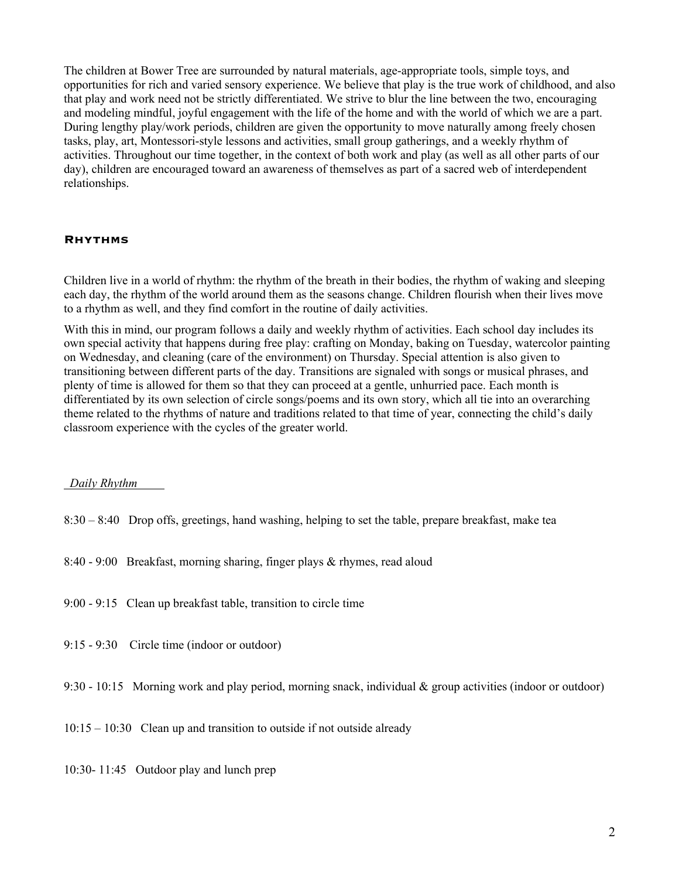The children at Bower Tree are surrounded by natural materials, age-appropriate tools, simple toys, and opportunities for rich and varied sensory experience. We believe that play is the true work of childhood, and also that play and work need not be strictly differentiated. We strive to blur the line between the two, encouraging and modeling mindful, joyful engagement with the life of the home and with the world of which we are a part. During lengthy play/work periods, children are given the opportunity to move naturally among freely chosen tasks, play, art, Montessori-style lessons and activities, small group gatherings, and a weekly rhythm of activities. Throughout our time together, in the context of both work and play (as well as all other parts of our day), children are encouraged toward an awareness of themselves as part of a sacred web of interdependent relationships.

## Rhythms

Children live in a world of rhythm: the rhythm of the breath in their bodies, the rhythm of waking and sleeping each day, the rhythm of the world around them as the seasons change. Children flourish when their lives move to a rhythm as well, and they find comfort in the routine of daily activities.

With this in mind, our program follows a daily and weekly rhythm of activities. Each school day includes its own special activity that happens during free play: crafting on Monday, baking on Tuesday, watercolor painting on Wednesday, and cleaning (care of the environment) on Thursday. Special attention is also given to transitioning between different parts of the day. Transitions are signaled with songs or musical phrases, and plenty of time is allowed for them so that they can proceed at a gentle, unhurried pace. Each month is differentiated by its own selection of circle songs/poems and its own story, which all tie into an overarching theme related to the rhythms of nature and traditions related to that time of year, connecting the child's daily classroom experience with the cycles of the greater world.

*Daily Rhythm*

8:30 – 8:40 Drop offs, greetings, hand washing, helping to set the table, prepare breakfast, make tea

8:40 - 9:00 Breakfast, morning sharing, finger plays & rhymes, read aloud

9:00 - 9:15 Clean up breakfast table, transition to circle time

9:15 - 9:30 Circle time (indoor or outdoor)

9:30 - 10:15 Morning work and play period, morning snack, individual & group activities (indoor or outdoor)

10:15 – 10:30 Clean up and transition to outside if not outside already

10:30- 11:45 Outdoor play and lunch prep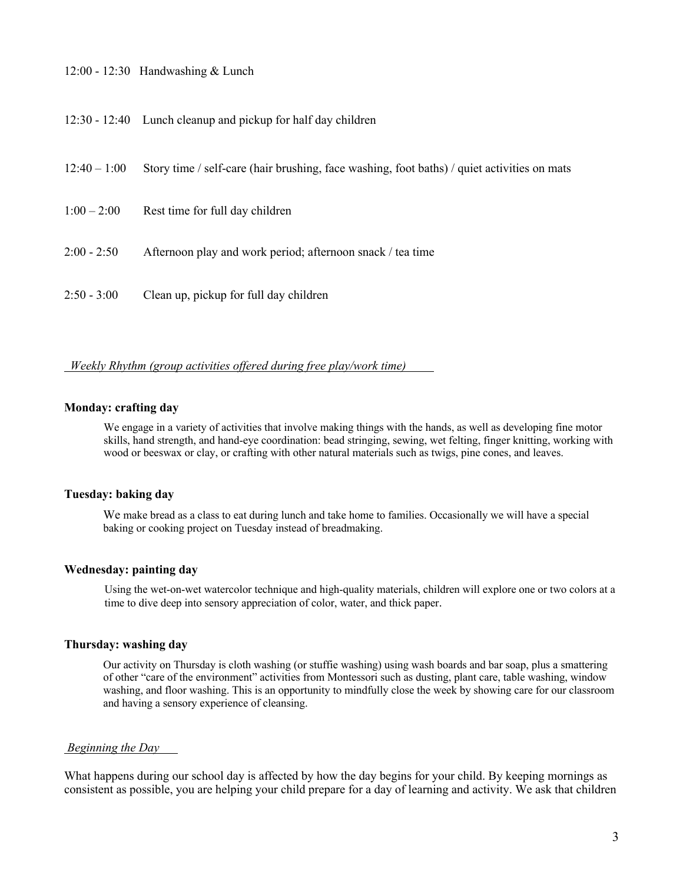12:00 - 12:30 Handwashing & Lunch

12:30 - 12:40 Lunch cleanup and pickup for half day children

12:40 – 1:00 Story time / self-care (hair brushing, face washing, foot baths) / quiet activities on mats

1:00 – 2:00 Rest time for full day children

2:00 - 2:50 Afternoon play and work period; afternoon snack / tea time

2:50 - 3:00 Clean up, pickup for full day children

*Weekly Rhythm (group activities offered during free play/work time)*

**Monday: crafting day**

We engage in a variety of activities that involve making things with the hands, as well as developing fine motor skills, hand strength, and hand-eye coordination: bead stringing, sewing, wet felting, finger knitting, working with wood or beeswax or clay, or crafting with other natural materials such as twigs, pine cones, and leaves.

**Tuesday: baking day**

We make bread as a class to eat during lunch and take home to families. Occasionally we will have a special baking or cooking project on Tuesday instead of breadmaking.

**Wednesday: painting day**

Using the wet-on-wet watercolor technique and high-quality materials, children will explore one or two colors at a time to dive deep into sensory appreciation of color, water, and thick paper.

**Thursday: washing day**

Our activity on Thursday is cloth washing (or stuffie washing) using wash boards and bar soap, plus a smattering of other "care of the environment" activities from Montessori such as dusting, plant care, table washing, window washing, and floor washing. This is an opportunity to mindfully close the week by showing care for our classroom and having a sensory experience of cleansing.

*Beginning the Day*

What happens during our school day is affected by how the day begins for your child. By keeping mornings as consistent as possible, you are helping your child prepare for a day of learning and activity. We ask that children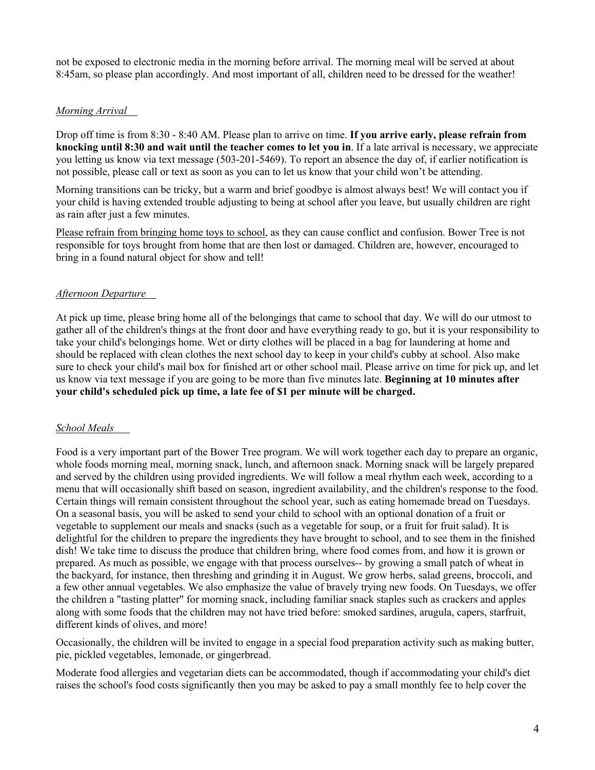not be exposed to electronic media in the morning before arrival. The morning meal will be served at about 8:45am, so please plan accordingly. And most important of all, children need to be dressed for the weather!

*Morning Arrival*

Drop off time is from 8:30 - 8:40 AM. Please plan to arrive on time. **If you arrive early, please refrain from knocking until 8:30 and wait until the teacher comes to let you in**. If a late arrival is necessary, we appreciate you letting us know via text message (503-201-5469). To report an absence the day of, if earlier notification is not possible, please call or text as soon as you can to let us know that your child won't be attending.

Morning transitions can be tricky, but a warm and brief goodbye is almost always best! We will contact you if your child is having extended trouble adjusting to being at school after you leave, but usually children are right as rain after just a few minutes.

<u>Please refrain from bringing home toys to school</u>, as they can cause conflict and confusion. Bower Tree is not responsible for toys brought from home that are then lost or damaged. Children are, however, encouraged to bring in a found natural object for show and tell!

*Afternoon Departure*

At pick up time, please bring home all of the belongings that came to school that day. We will do our utmost to gather all of the children's things at the front door and have everything ready to go, but it is your responsibility to take your child's belongings home. Wet or dirty clothes will be placed in a bag for laundering at home and should be replaced with clean clothes the next school day to keep in your child's cubby at school. Also make sure to check your child's mail box for finished art or other school mail. Please arrive on time for pick up, and let us know via text message if you are going to be more than five minutes late. **Beginning at 10 minutes after your child's scheduled pick up time, a late fee of $1 per minute will be charged.**

*School Meals*

Food is a very important part of the Bower Tree program. We will work together each day to prepare an organic, whole foods morning meal, morning snack, lunch, and afternoon snack. Morning snack will be largely prepared and served by the children using provided ingredients. We will follow a meal rhythm each week, according to a menu that will occasionally shift based on season, ingredient availability, and the children's response to the food. Certain things will remain consistent throughout the school year, such as eating homemade bread on Tuesdays. On a seasonal basis, you will be asked to send your child to school with an optional donation of a fruit or vegetable to supplement our meals and snacks (such as a vegetable for soup, or a fruit for fruit salad). It is delightful for the children to prepare the ingredients they have brought to school, and to see them in the finished dish! We take time to discuss the produce that children bring, where food comes from, and how it is grown or prepared. As much as possible, we engage with that process ourselves-- by growing a small patch of wheat in the backyard, for instance, then threshing and grinding it in August. We grow herbs, salad greens, broccoli, and a few other annual vegetables. We also emphasize the value of bravely trying new foods. On Tuesdays, we offer the children a "tasting platter" for morning snack, including familiar snack staples such as crackers and apples along with some foods that the children may not have tried before: smoked sardines, arugula, capers, starfruit, different kinds of olives, and more!

Occasionally, the children will be invited to engage in a special food preparation activity such as making butter, pie, pickled vegetables, lemonade, or gingerbread.

Moderate food allergies and vegetarian diets can be accommodated, though if accommodating your child's diet raises the school's food costs significantly then you may be asked to pay a small monthly fee to help cover the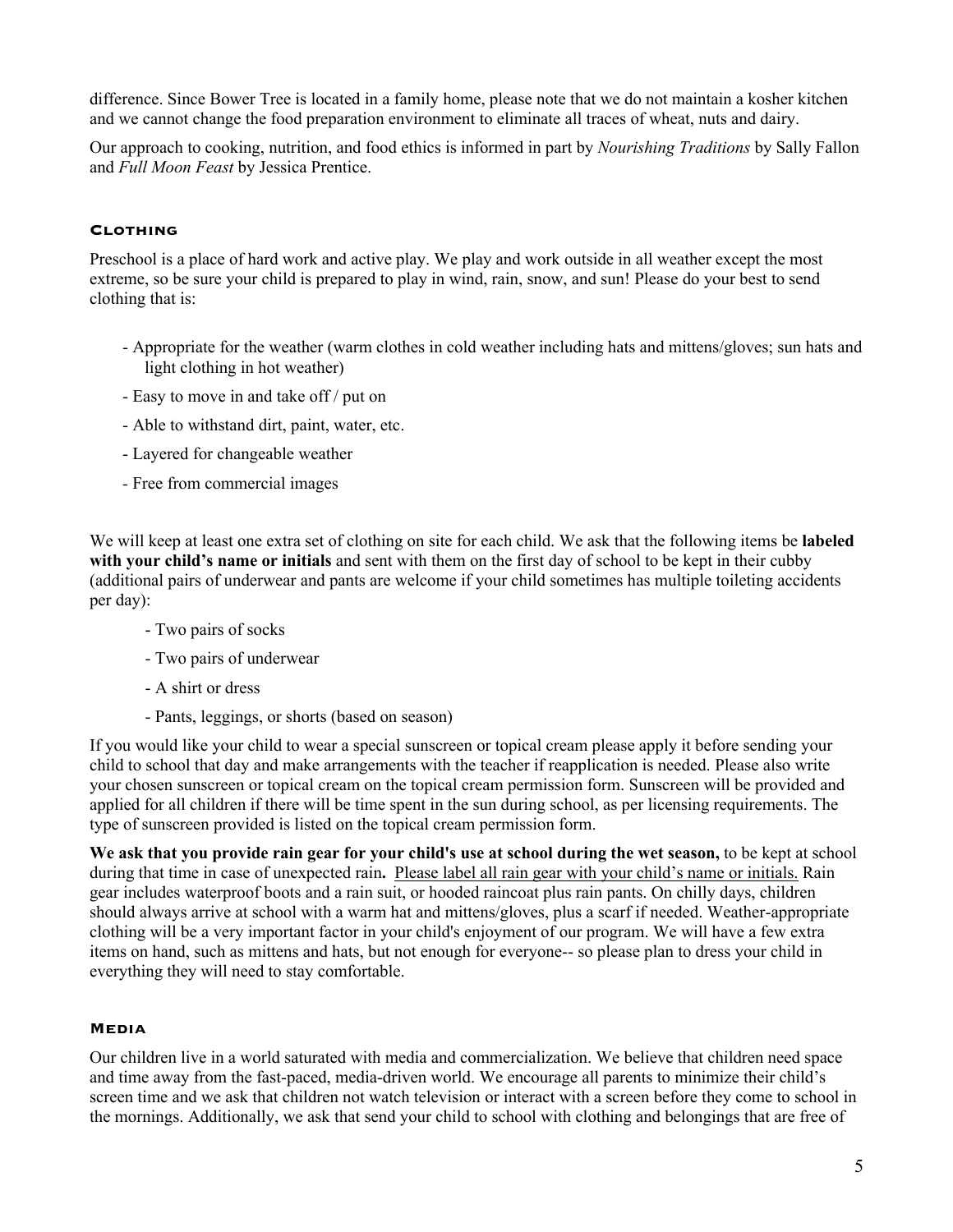difference. Since Bower Tree is located in a family home, please note that we do not maintain a kosher kitchen and we cannot change the food preparation environment to eliminate all traces of wheat, nuts and dairy.

Our approach to cooking, nutrition, and food ethics is informed in part by *Nourishing Traditions* by Sally Fallon and *Full Moon Feast* by Jessica Prentice.

### Clothing

Preschool is a place of hard work and active play. We play and work outside in all weather except the most extreme, so be sure your child is prepared to play in wind, rain, snow, and sun! Please do your best to send clothing that is:

- Appropriate for the weather (warm clothes in cold weather including hats and mittens/gloves; sun hats and light clothing in hot weather)
- Easy to move in and take off / put on
- Able to withstand dirt, paint, water, etc.
- Layered for changeable weather
- Free from commercial images

We will keep at least one extra set of clothing on site for each child. We ask that the following items be **labeled with your child's name or initials** and sent with them on the first day of school to be kept in their cubby (additional pairs of underwear and pants are welcome if your child sometimes has multiple toileting accidents per day):

- Two pairs of socks
- Two pairs of underwear
- A shirt or dress
- Pants, leggings, or shorts (based on season)

If you would like your child to wear a special sunscreen or topical cream please apply it before sending your child to school that day and make arrangements with the teacher if reapplication is needed. Please also write your chosen sunscreen or topical cream on the topical cream permission form. Sunscreen will be provided and applied for all children if there will be time spent in the sun during school, as per licensing requirements. The type of sunscreen provided is listed on the topical cream permission form.

**We ask that you provide rain gear for your child's use at school during the wet season,** to be kept at school during that time in case of unexpected rain**.** <u>Please label all rain gear with your child's name or initials.</u> Rain gear includes waterproof boots and a rain suit, or hooded raincoat plus rain pants. On chilly days, children should always arrive at school with a warm hat and mittens/gloves, plus a scarf if needed. Weather-appropriate clothing will be a very important factor in your child's enjoyment of our program. We will have a few extra items on hand, such as mittens and hats, but not enough for everyone-- so please plan to dress your child in everything they will need to stay comfortable.

### Media

Our children live in a world saturated with media and commercialization. We believe that children need space and time away from the fast-paced, media-driven world. We encourage all parents to minimize their child's screen time and we ask that children not watch television or interact with a screen before they come to school in the mornings. Additionally, we ask that send your child to school with clothing and belongings that are free of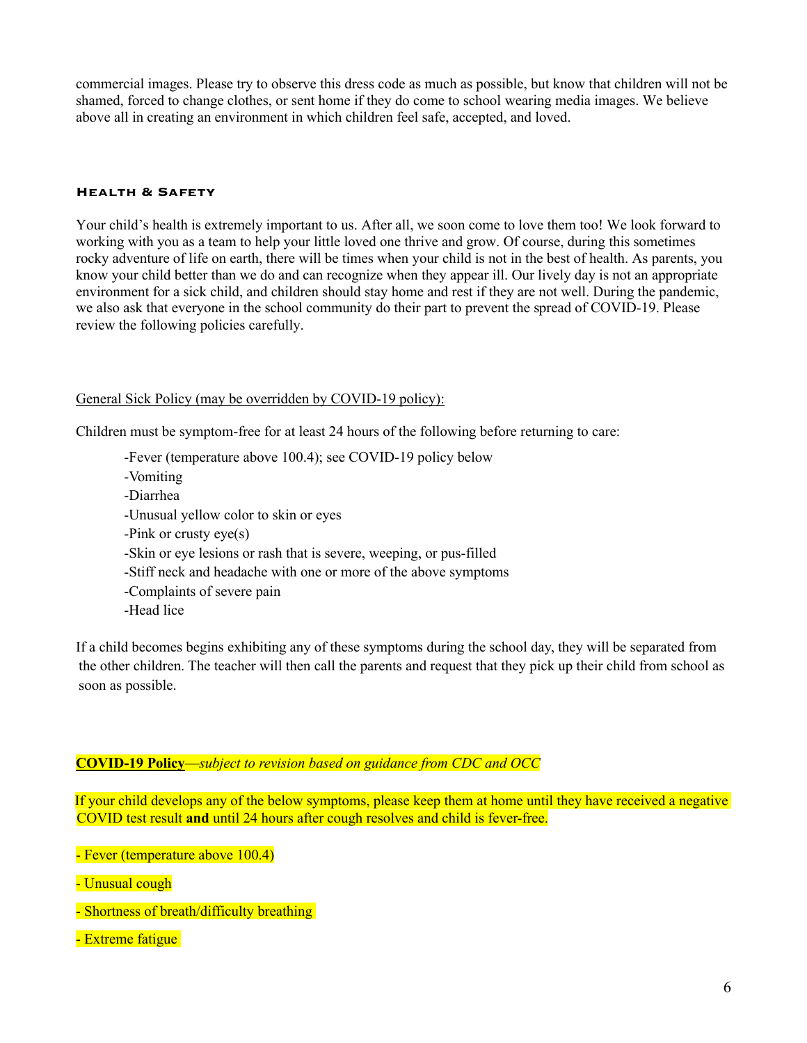commercial images. Please try to observe this dress code as much as possible, but know that children will not be shamed, forced to change clothes, or sent home if they do come to school wearing media images. We believe above all in creating an environment in which children feel safe, accepted, and loved.

## Health & Safety

Your child's health is extremely important to us. After all, we soon come to love them too! We look forward to working with you as a team to help your little loved one thrive and grow. Of course, during this sometimes rocky adventure of life on earth, there will be times when your child is not in the best of health. As parents, you know your child better than we do and can recognize when they appear ill. Our lively day is not an appropriate environment for a sick child, and children should stay home and rest if they are not well. During the pandemic, we also ask that everyone in the school community do their part to prevent the spread of COVID-19. Please review the following policies carefully.

General Sick Policy (may be overridden by COVID-19 policy):

Children must be symptom-free for at least 24 hours of the following before returning to care:

- -Fever (temperature above 100.4); see COVID-19 policy below
- -Vomiting
- -Diarrhea
- -Unusual yellow color to skin or eyes
- -Pink or crusty eye(s)
- -Skin or eye lesions or rash that is severe, weeping, or pus-filled
- -Stiff neck and headache with one or more of the above symptoms
- -Complaints of severe pain
- -Head lice

If a child becomes begins exhibiting any of these symptoms during the school day, they will be separated from the other children. The teacher will then call the parents and request that they pick up their child from school as soon as possible.

**COVID-19 Policy**—*subject to revision based on guidance from CDC and OCC*

If your child develops any of the below symptoms, please keep them at home until they have received a negative COVID test result **and** until 24 hours after cough resolves and child is fever-free.

- Fever (temperature above 100.4)
- Unusual cough
- Shortness of breath/difficulty breathing
- Extreme fatigue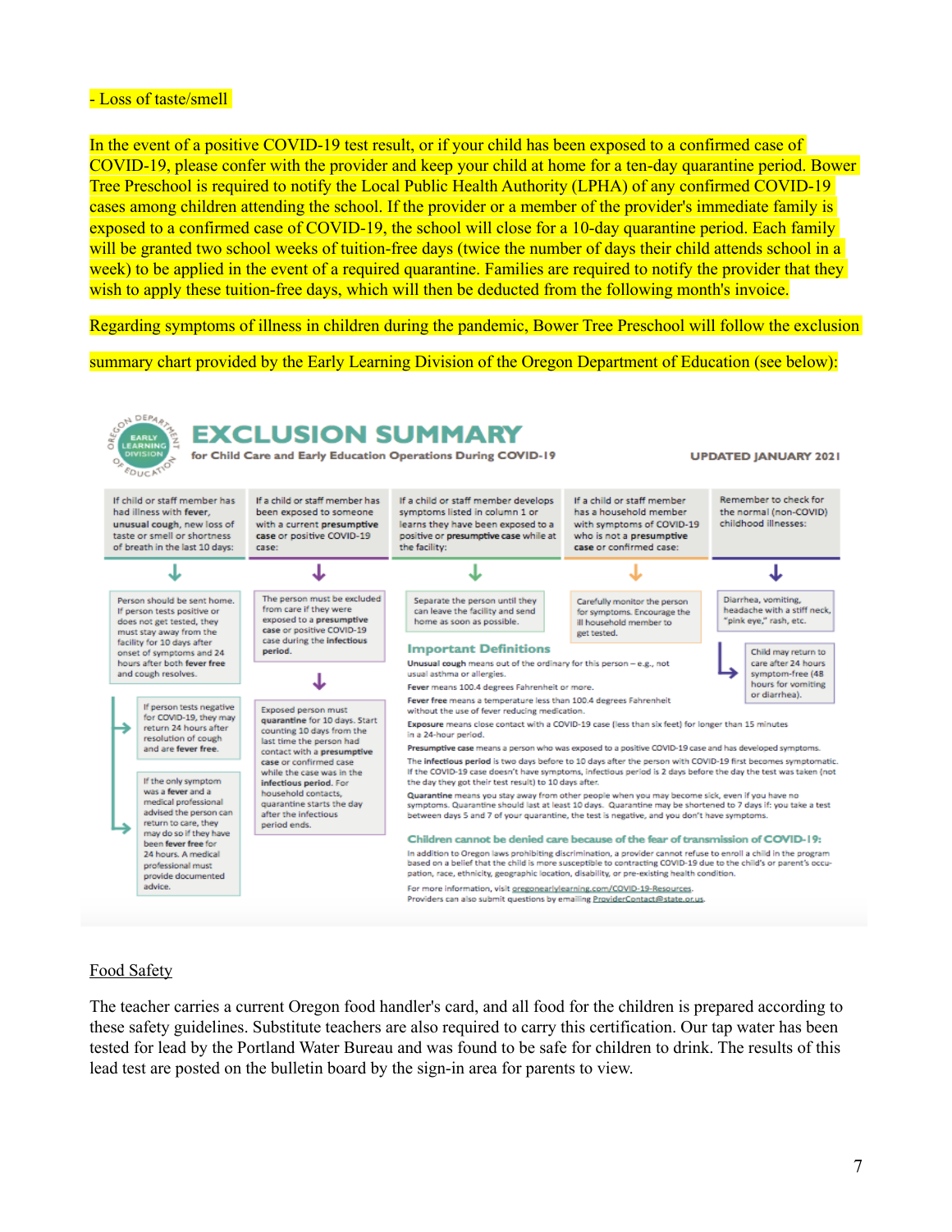- Loss of taste/smell

In the event of a positive COVID-19 test result, or if your child has been exposed to a confirmed case of COVID-19, please confer with the provider and keep your child at home for a ten-day quarantine period. Bower Tree Preschool is required to notify the Local Public Health Authority (LPHA) of any confirmed COVID-19 cases among children attending the school. If the provider or a member of the provider's immediate family is exposed to a confirmed case of COVID-19, the school will close for a 10-day quarantine period. Each family will be granted two school weeks of tuition-free days (twice the number of days their child attends school in a week) to be applied in the event of a required quarantine. Families are required to notify the provider that they wish to apply these tuition-free days, which will then be deducted from the following month's invoice.

Regarding symptoms of illness in children during the pandemic, Bower Tree Preschool will follow the exclusion summary chart provided by the Early Learning Division of the Oregon Department of Education (see below):

# EXCLUSION SUMMARY

**for Child Care and Early Education Operations During COVID-19**

**UPDATED JANUARY 2021**

**If child or staff member has had illness with fever, unusual cough, new loss of taste or smell or shortness of breath in the last 10 days:**

- Person should be sent home. If person tests positive or does not get tested, they must stay away from the facility for 10 days after onset of symptoms and 24 hours after both **fever free** and cough resolves.
  - If person tests negative for COVID-19, they may return 24 hours after resolution of cough and are **fever free**.
  - If the only symptom was a **fever** and a medical professional advised the person can return to care, they may do so if they have been **fever free** for 24 hours. A medical professional must provide documented advice.

**If a child or staff member has been exposed to someone with a current presumptive case or positive COVID-19 case:**

- The person must be excluded from care if they were exposed to a **presumptive case** or positive COVID-19 case during the **infectious period**.
- Exposed person must **quarantine** for 10 days. Start counting 10 days from the last time the person had contact with a **presumptive case** or confirmed case while the case was in the **infectious period**. For household contacts, quarantine starts the day after the infectious period ends.

**If a child or staff member develops symptoms listed in column 1 or learns they have been exposed to a positive or presumptive case while at the facility:**

- Separate the person until they can leave the facility and send home as soon as possible.

**If a child or staff member has a household member with symptoms of COVID-19 who is not a presumptive case or confirmed case:**

- Carefully monitor the person for symptoms. Encourage the ill household member to get tested.

**Remember to check for the normal (non-COVID) childhood illnesses:**

- Diarrhea, vomiting, headache with a stiff neck, "pink eye," rash, etc.
  - Child may return to care after 24 hours symptom-free (48 hours for vomiting or diarrhea).

## Important Definitions

**Unusual cough** means out of the ordinary for this person – e.g., not usual asthma or allergies.

**Fever** means 100.4 degrees Fahrenheit or more.

**Fever free** means a temperature less than 100.4 degrees Fahrenheit without the use of fever reducing medication.

**Exposure** means close contact with a COVID-19 case (less than six feet) for longer than 15 minutes in a 24-hour period.

**Presumptive case** means a person who was exposed to a positive COVID-19 case and has developed symptoms.

The **infectious period** is two days before to 10 days after the person with COVID-19 first becomes symptomatic. If the COVID-19 case doesn't have symptoms, infectious period is 2 days before the day the test was taken (not the day they got their test result) to 10 days after.

**Quarantine** means you stay away from other people when you may become sick, even if you have no symptoms. Quarantine should last at least 10 days. Quarantine may be shortened to 7 days if: you take a test between days 5 and 7 of your quarantine, the test is negative, and you don't have symptoms.

## Children cannot be denied care because of the fear of transmission of COVID-19:

In addition to Oregon laws prohibiting discrimination, a provider cannot refuse to enroll a child in the program based on a belief that the child is more susceptible to contracting COVID-19 due to the child's or parent's occupation, race, ethnicity, geographic location, disability, or pre-existing health condition.

For more information, visit oregonearlylearning.com/COVID-19-Resources.
Providers can also submit questions by emailing ProviderContact@state.or.us.

## Food Safety

The teacher carries a current Oregon food handler's card, and all food for the children is prepared according to these safety guidelines. Substitute teachers are also required to carry this certification. Our tap water has been tested for lead by the Portland Water Bureau and was found to be safe for children to drink. The results of this lead test are posted on the bulletin board by the sign-in area for parents to view.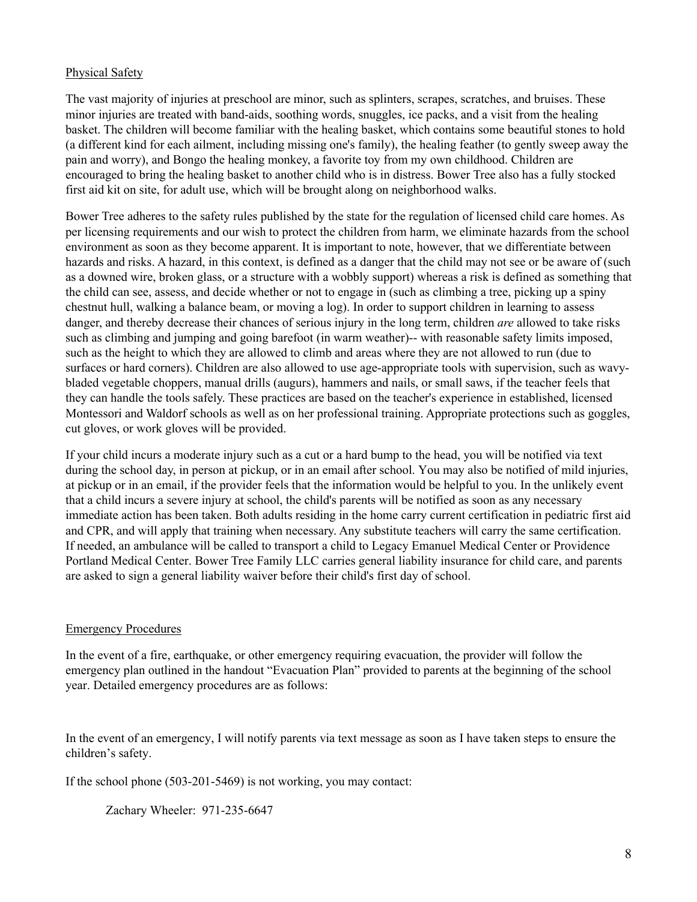## Physical Safety

The vast majority of injuries at preschool are minor, such as splinters, scrapes, scratches, and bruises. These minor injuries are treated with band-aids, soothing words, snuggles, ice packs, and a visit from the healing basket. The children will become familiar with the healing basket, which contains some beautiful stones to hold (a different kind for each ailment, including missing one's family), the healing feather (to gently sweep away the pain and worry), and Bongo the healing monkey, a favorite toy from my own childhood. Children are encouraged to bring the healing basket to another child who is in distress. Bower Tree also has a fully stocked first aid kit on site, for adult use, which will be brought along on neighborhood walks.

Bower Tree adheres to the safety rules published by the state for the regulation of licensed child care homes. As per licensing requirements and our wish to protect the children from harm, we eliminate hazards from the school environment as soon as they become apparent. It is important to note, however, that we differentiate between hazards and risks. A hazard, in this context, is defined as a danger that the child may not see or be aware of (such as a downed wire, broken glass, or a structure with a wobbly support) whereas a risk is defined as something that the child can see, assess, and decide whether or not to engage in (such as climbing a tree, picking up a spiny chestnut hull, walking a balance beam, or moving a log). In order to support children in learning to assess danger, and thereby decrease their chances of serious injury in the long term, children *are* allowed to take risks such as climbing and jumping and going barefoot (in warm weather)-- with reasonable safety limits imposed, such as the height to which they are allowed to climb and areas where they are not allowed to run (due to surfaces or hard corners). Children are also allowed to use age-appropriate tools with supervision, such as wavy-bladed vegetable choppers, manual drills (augurs), hammers and nails, or small saws, if the teacher feels that they can handle the tools safely. These practices are based on the teacher's experience in established, licensed Montessori and Waldorf schools as well as on her professional training. Appropriate protections such as goggles, cut gloves, or work gloves will be provided.

If your child incurs a moderate injury such as a cut or a hard bump to the head, you will be notified via text during the school day, in person at pickup, or in an email after school. You may also be notified of mild injuries, at pickup or in an email, if the provider feels that the information would be helpful to you. In the unlikely event that a child incurs a severe injury at school, the child's parents will be notified as soon as any necessary immediate action has been taken. Both adults residing in the home carry current certification in pediatric first aid and CPR, and will apply that training when necessary. Any substitute teachers will carry the same certification. If needed, an ambulance will be called to transport a child to Legacy Emanuel Medical Center or Providence Portland Medical Center. Bower Tree Family LLC carries general liability insurance for child care, and parents are asked to sign a general liability waiver before their child's first day of school.

## Emergency Procedures

In the event of a fire, earthquake, or other emergency requiring evacuation, the provider will follow the emergency plan outlined in the handout "Evacuation Plan" provided to parents at the beginning of the school year. Detailed emergency procedures are as follows:

In the event of an emergency, I will notify parents via text message as soon as I have taken steps to ensure the children's safety.

If the school phone (503-201-5469) is not working, you may contact:

Zachary Wheeler: 971-235-6647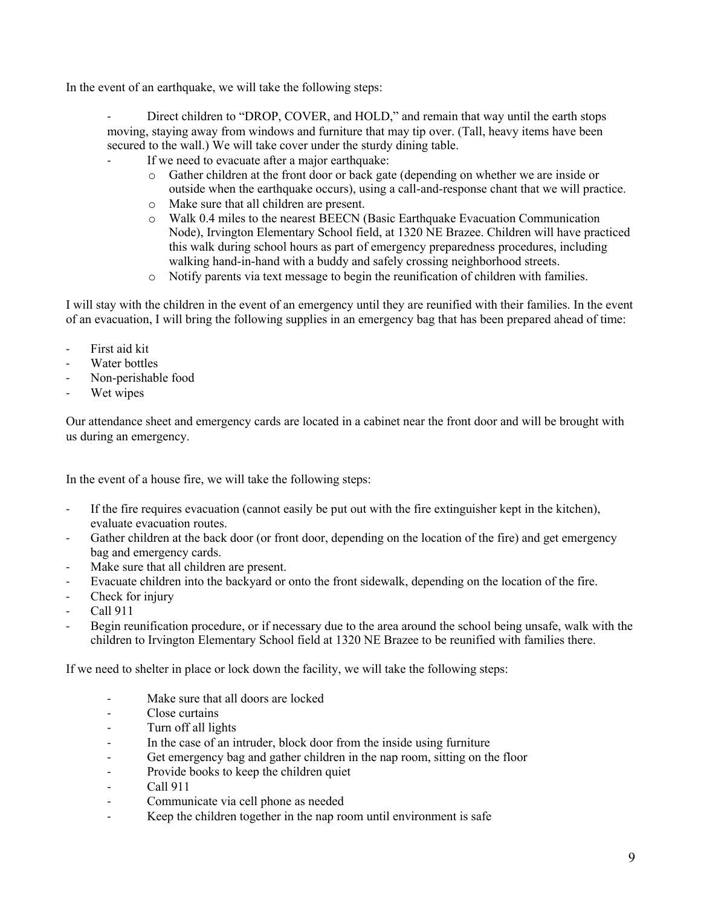In the event of an earthquake, we will take the following steps:

- Direct children to "DROP, COVER, and HOLD," and remain that way until the earth stops moving, staying away from windows and furniture that may tip over. (Tall, heavy items have been secured to the wall.) We will take cover under the sturdy dining table.
- If we need to evacuate after a major earthquake:
    - Gather children at the front door or back gate (depending on whether we are inside or outside when the earthquake occurs), using a call-and-response chant that we will practice.
    - Make sure that all children are present.
    - Walk 0.4 miles to the nearest BEECN (Basic Earthquake Evacuation Communication Node), Irvington Elementary School field, at 1320 NE Brazee. Children will have practiced this walk during school hours as part of emergency preparedness procedures, including walking hand-in-hand with a buddy and safely crossing neighborhood streets.
    - Notify parents via text message to begin the reunification of children with families.

I will stay with the children in the event of an emergency until they are reunified with their families. In the event of an evacuation, I will bring the following supplies in an emergency bag that has been prepared ahead of time:

- First aid kit
- Water bottles
- Non-perishable food
- Wet wipes

Our attendance sheet and emergency cards are located in a cabinet near the front door and will be brought with us during an emergency.

In the event of a house fire, we will take the following steps:

- If the fire requires evacuation (cannot easily be put out with the fire extinguisher kept in the kitchen), evaluate evacuation routes.
- Gather children at the back door (or front door, depending on the location of the fire) and get emergency bag and emergency cards.
- Make sure that all children are present.
- Evacuate children into the backyard or onto the front sidewalk, depending on the location of the fire.
- Check for injury
- Call 911
- Begin reunification procedure, or if necessary due to the area around the school being unsafe, walk with the children to Irvington Elementary School field at 1320 NE Brazee to be reunified with families there.

If we need to shelter in place or lock down the facility, we will take the following steps:

- Make sure that all doors are locked
- Close curtains
- Turn off all lights
- In the case of an intruder, block door from the inside using furniture
- Get emergency bag and gather children in the nap room, sitting on the floor
- Provide books to keep the children quiet
- Call 911
- Communicate via cell phone as needed
- Keep the children together in the nap room until environment is safe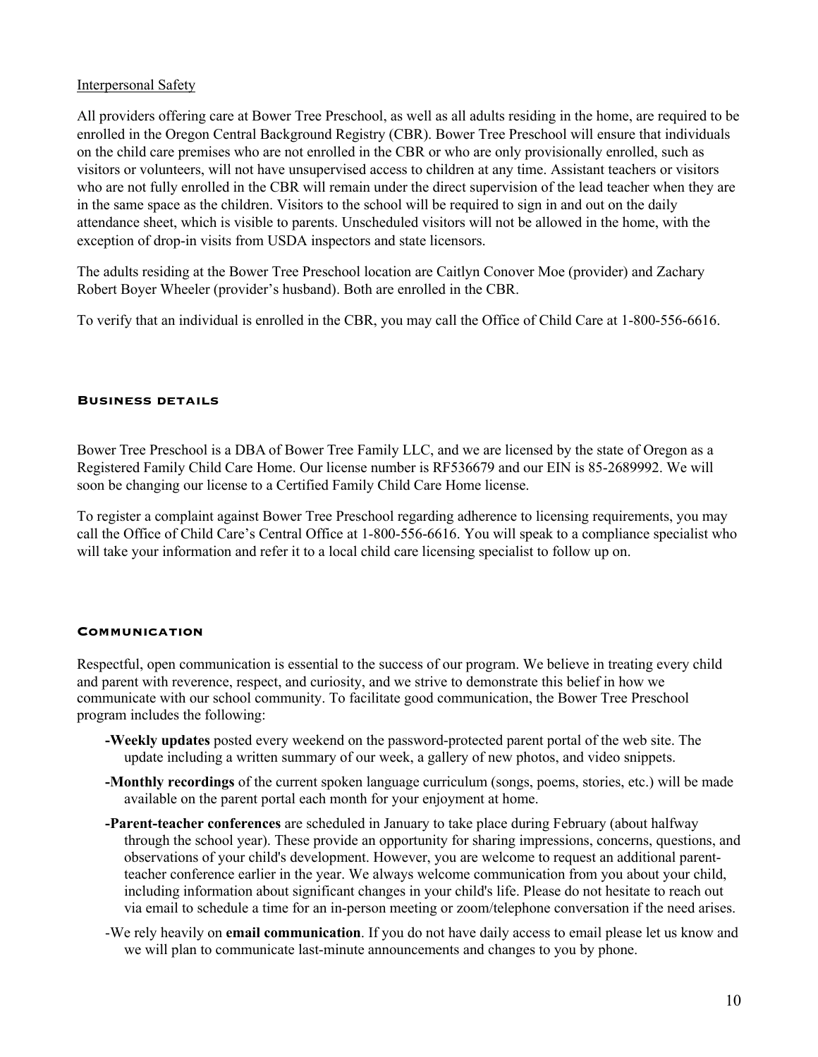Interpersonal Safety

All providers offering care at Bower Tree Preschool, as well as all adults residing in the home, are required to be enrolled in the Oregon Central Background Registry (CBR). Bower Tree Preschool will ensure that individuals on the child care premises who are not enrolled in the CBR or who are only provisionally enrolled, such as visitors or volunteers, will not have unsupervised access to children at any time. Assistant teachers or visitors who are not fully enrolled in the CBR will remain under the direct supervision of the lead teacher when they are in the same space as the children. Visitors to the school will be required to sign in and out on the daily attendance sheet, which is visible to parents. Unscheduled visitors will not be allowed in the home, with the exception of drop-in visits from USDA inspectors and state licensors.

The adults residing at the Bower Tree Preschool location are Caitlyn Conover Moe (provider) and Zachary Robert Boyer Wheeler (provider's husband). Both are enrolled in the CBR.

To verify that an individual is enrolled in the CBR, you may call the Office of Child Care at 1-800-556-6616.

## Business details

Bower Tree Preschool is a DBA of Bower Tree Family LLC, and we are licensed by the state of Oregon as a Registered Family Child Care Home. Our license number is RF536679 and our EIN is 85-2689992. We will soon be changing our license to a Certified Family Child Care Home license.

To register a complaint against Bower Tree Preschool regarding adherence to licensing requirements, you may call the Office of Child Care's Central Office at 1-800-556-6616. You will speak to a compliance specialist who will take your information and refer it to a local child care licensing specialist to follow up on.

## Communication

Respectful, open communication is essential to the success of our program. We believe in treating every child and parent with reverence, respect, and curiosity, and we strive to demonstrate this belief in how we communicate with our school community. To facilitate good communication, the Bower Tree Preschool program includes the following:

- **Weekly updates** posted every weekend on the password-protected parent portal of the web site. The update including a written summary of our week, a gallery of new photos, and video snippets.
- **Monthly recordings** of the current spoken language curriculum (songs, poems, stories, etc.) will be made available on the parent portal each month for your enjoyment at home.
- **Parent-teacher conferences** are scheduled in January to take place during February (about halfway through the school year). These provide an opportunity for sharing impressions, concerns, questions, and observations of your child's development. However, you are welcome to request an additional parent-teacher conference earlier in the year. We always welcome communication from you about your child, including information about significant changes in your child's life. Please do not hesitate to reach out via email to schedule a time for an in-person meeting or zoom/telephone conversation if the need arises.
- We rely heavily on **email communication**. If you do not have daily access to email please let us know and we will plan to communicate last-minute announcements and changes to you by phone.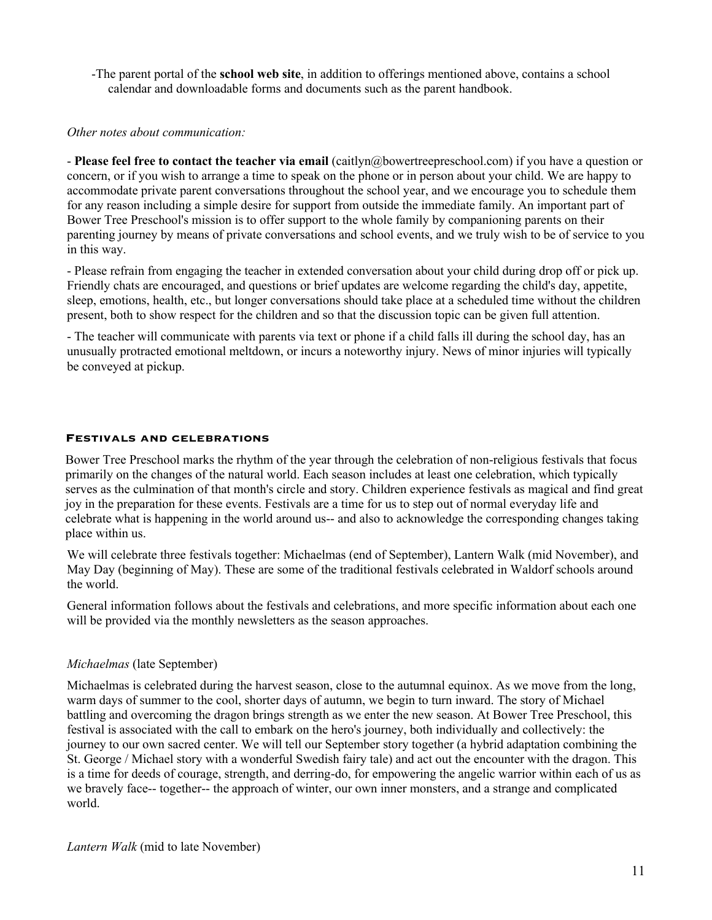-The parent portal of the **school web site**, in addition to offerings mentioned above, contains a school calendar and downloadable forms and documents such as the parent handbook.

*Other notes about communication:*

- **Please feel free to contact the teacher via email** (caitlyn@bowertreepreschool.com) if you have a question or concern, or if you wish to arrange a time to speak on the phone or in person about your child. We are happy to accommodate private parent conversations throughout the school year, and we encourage you to schedule them for any reason including a simple desire for support from outside the immediate family. An important part of Bower Tree Preschool's mission is to offer support to the whole family by companioning parents on their parenting journey by means of private conversations and school events, and we truly wish to be of service to you in this way.

- Please refrain from engaging the teacher in extended conversation about your child during drop off or pick up. Friendly chats are encouraged, and questions or brief updates are welcome regarding the child's day, appetite, sleep, emotions, health, etc., but longer conversations should take place at a scheduled time without the children present, both to show respect for the children and so that the discussion topic can be given full attention.

- The teacher will communicate with parents via text or phone if a child falls ill during the school day, has an unusually protracted emotional meltdown, or incurs a noteworthy injury. News of minor injuries will typically be conveyed at pickup.

## Festivals and celebrations

Bower Tree Preschool marks the rhythm of the year through the celebration of non-religious festivals that focus primarily on the changes of the natural world. Each season includes at least one celebration, which typically serves as the culmination of that month's circle and story. Children experience festivals as magical and find great joy in the preparation for these events. Festivals are a time for us to step out of normal everyday life and celebrate what is happening in the world around us-- and also to acknowledge the corresponding changes taking place within us.

We will celebrate three festivals together: Michaelmas (end of September), Lantern Walk (mid November), and May Day (beginning of May). These are some of the traditional festivals celebrated in Waldorf schools around the world.

General information follows about the festivals and celebrations, and more specific information about each one will be provided via the monthly newsletters as the season approaches.

*Michaelmas* (late September)

Michaelmas is celebrated during the harvest season, close to the autumnal equinox. As we move from the long, warm days of summer to the cool, shorter days of autumn, we begin to turn inward. The story of Michael battling and overcoming the dragon brings strength as we enter the new season. At Bower Tree Preschool, this festival is associated with the call to embark on the hero's journey, both individually and collectively: the journey to our own sacred center. We will tell our September story together (a hybrid adaptation combining the St. George / Michael story with a wonderful Swedish fairy tale) and act out the encounter with the dragon. This is a time for deeds of courage, strength, and derring-do, for empowering the angelic warrior within each of us as we bravely face-- together-- the approach of winter, our own inner monsters, and a strange and complicated world.

*Lantern Walk* (mid to late November)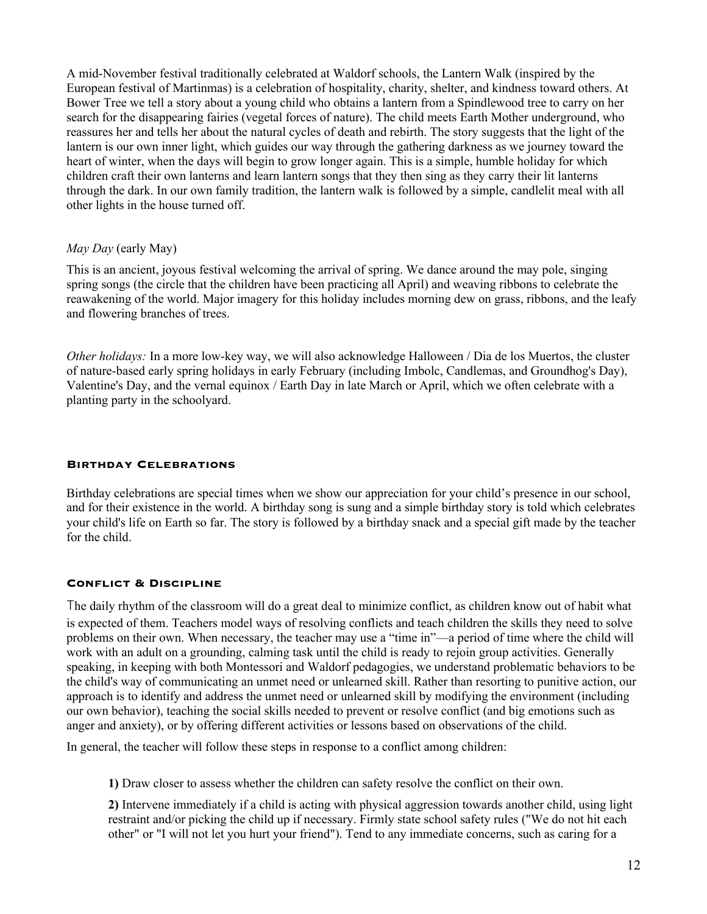A mid-November festival traditionally celebrated at Waldorf schools, the Lantern Walk (inspired by the European festival of Martinmas) is a celebration of hospitality, charity, shelter, and kindness toward others. At Bower Tree we tell a story about a young child who obtains a lantern from a Spindlewood tree to carry on her search for the disappearing fairies (vegetal forces of nature). The child meets Earth Mother underground, who reassures her and tells her about the natural cycles of death and rebirth. The story suggests that the light of the lantern is our own inner light, which guides our way through the gathering darkness as we journey toward the heart of winter, when the days will begin to grow longer again. This is a simple, humble holiday for which children craft their own lanterns and learn lantern songs that they then sing as they carry their lit lanterns through the dark. In our own family tradition, the lantern walk is followed by a simple, candlelit meal with all other lights in the house turned off.

*May Day* (early May)

This is an ancient, joyous festival welcoming the arrival of spring. We dance around the may pole, singing spring songs (the circle that the children have been practicing all April) and weaving ribbons to celebrate the reawakening of the world. Major imagery for this holiday includes morning dew on grass, ribbons, and the leafy and flowering branches of trees.

*Other holidays:* In a more low-key way, we will also acknowledge Halloween / Dia de los Muertos, the cluster of nature-based early spring holidays in early February (including Imbolc, Candlemas, and Groundhog's Day), Valentine's Day, and the vernal equinox / Earth Day in late March or April, which we often celebrate with a planting party in the schoolyard.

### Birthday Celebrations

Birthday celebrations are special times when we show our appreciation for your child's presence in our school, and for their existence in the world. A birthday song is sung and a simple birthday story is told which celebrates your child's life on Earth so far. The story is followed by a birthday snack and a special gift made by the teacher for the child.

### Conflict & Discipline

The daily rhythm of the classroom will do a great deal to minimize conflict, as children know out of habit what is expected of them. Teachers model ways of resolving conflicts and teach children the skills they need to solve problems on their own. When necessary, the teacher may use a "time in"—a period of time where the child will work with an adult on a grounding, calming task until the child is ready to rejoin group activities. Generally speaking, in keeping with both Montessori and Waldorf pedagogies, we understand problematic behaviors to be the child's way of communicating an unmet need or unlearned skill. Rather than resorting to punitive action, our approach is to identify and address the unmet need or unlearned skill by modifying the environment (including our own behavior), teaching the social skills needed to prevent or resolve conflict (and big emotions such as anger and anxiety), or by offering different activities or lessons based on observations of the child.

In general, the teacher will follow these steps in response to a conflict among children:

**1)** Draw closer to assess whether the children can safety resolve the conflict on their own.

**2)** Intervene immediately if a child is acting with physical aggression towards another child, using light restraint and/or picking the child up if necessary. Firmly state school safety rules ("We do not hit each other" or "I will not let you hurt your friend"). Tend to any immediate concerns, such as caring for a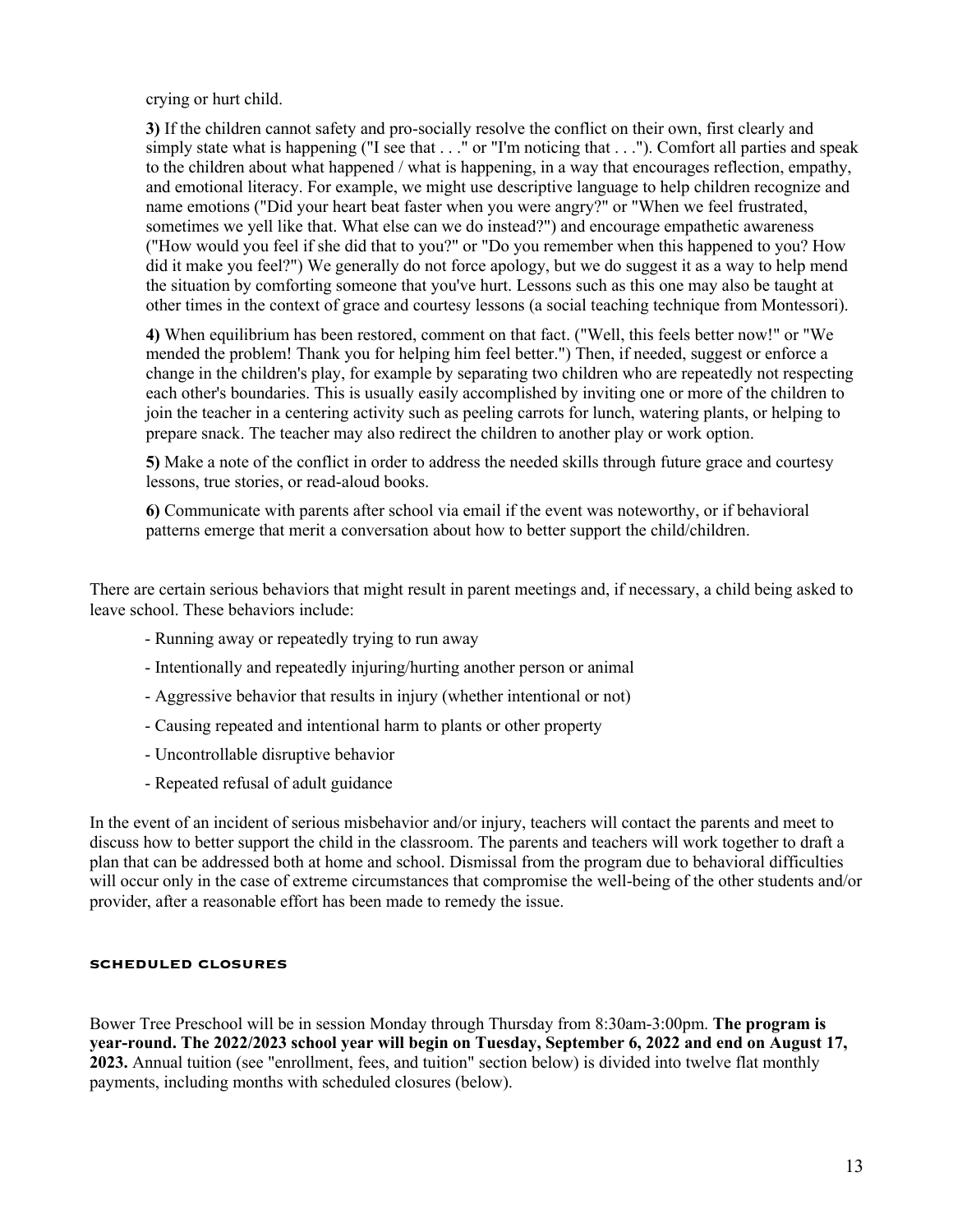crying or hurt child.

**3)** If the children cannot safety and pro-socially resolve the conflict on their own, first clearly and simply state what is happening ("I see that . . ." or "I'm noticing that . . ."). Comfort all parties and speak to the children about what happened / what is happening, in a way that encourages reflection, empathy, and emotional literacy. For example, we might use descriptive language to help children recognize and name emotions ("Did your heart beat faster when you were angry?" or "When we feel frustrated, sometimes we yell like that. What else can we do instead?") and encourage empathetic awareness ("How would you feel if she did that to you?" or "Do you remember when this happened to you? How did it make you feel?") We generally do not force apology, but we do suggest it as a way to help mend the situation by comforting someone that you've hurt. Lessons such as this one may also be taught at other times in the context of grace and courtesy lessons (a social teaching technique from Montessori).

**4)** When equilibrium has been restored, comment on that fact. ("Well, this feels better now!" or "We mended the problem! Thank you for helping him feel better.") Then, if needed, suggest or enforce a change in the children's play, for example by separating two children who are repeatedly not respecting each other's boundaries. This is usually easily accomplished by inviting one or more of the children to join the teacher in a centering activity such as peeling carrots for lunch, watering plants, or helping to prepare snack. The teacher may also redirect the children to another play or work option.

**5)** Make a note of the conflict in order to address the needed skills through future grace and courtesy lessons, true stories, or read-aloud books.

**6)** Communicate with parents after school via email if the event was noteworthy, or if behavioral patterns emerge that merit a conversation about how to better support the child/children.

There are certain serious behaviors that might result in parent meetings and, if necessary, a child being asked to leave school. These behaviors include:

- Running away or repeatedly trying to run away
- Intentionally and repeatedly injuring/hurting another person or animal
- Aggressive behavior that results in injury (whether intentional or not)
- Causing repeated and intentional harm to plants or other property
- Uncontrollable disruptive behavior
- Repeated refusal of adult guidance

In the event of an incident of serious misbehavior and/or injury, teachers will contact the parents and meet to discuss how to better support the child in the classroom. The parents and teachers will work together to draft a plan that can be addressed both at home and school. Dismissal from the program due to behavioral difficulties will occur only in the case of extreme circumstances that compromise the well-being of the other students and/or provider, after a reasonable effort has been made to remedy the issue.

### SCHEDULED CLOSURES

Bower Tree Preschool will be in session Monday through Thursday from 8:30am-3:00pm. **The program is year-round. The 2022/2023 school year will begin on Tuesday, September 6, 2022 and end on August 17, 2023.** Annual tuition (see "enrollment, fees, and tuition" section below) is divided into twelve flat monthly payments, including months with scheduled closures (below).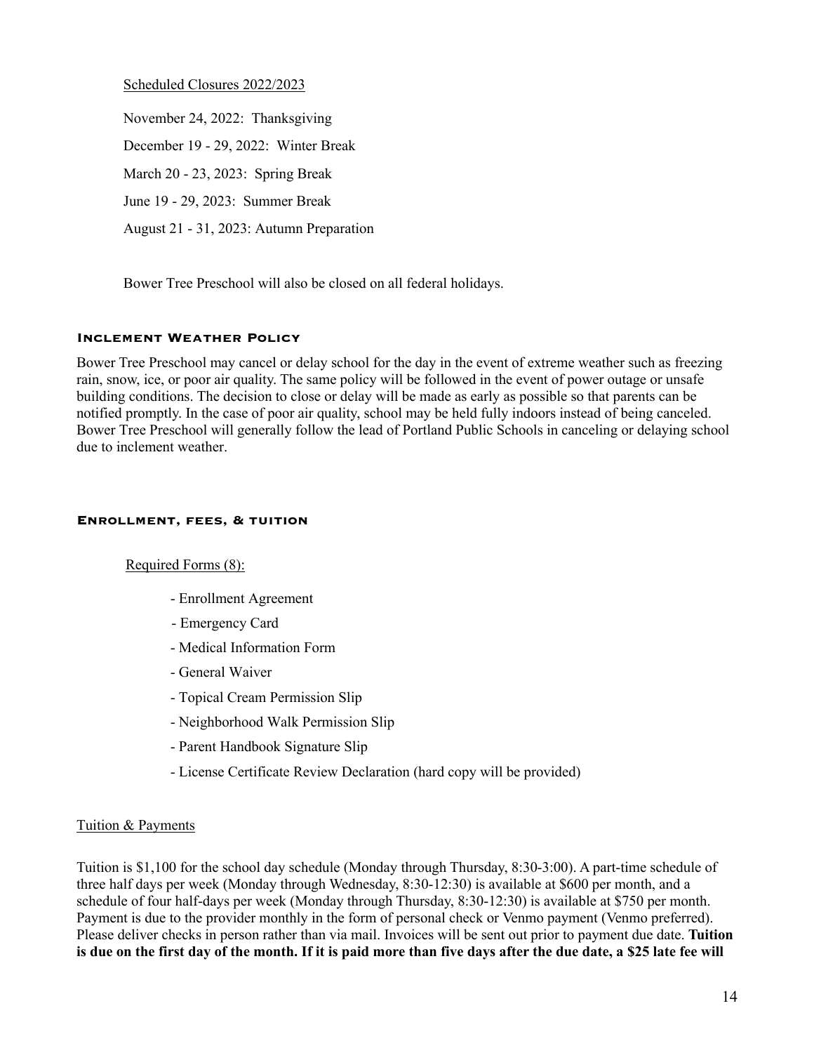Scheduled Closures 2022/2023

November 24, 2022: Thanksgiving

December 19 - 29, 2022: Winter Break

March 20 - 23, 2023: Spring Break

June 19 - 29, 2023: Summer Break

August 21 - 31, 2023: Autumn Preparation

Bower Tree Preschool will also be closed on all federal holidays.

## Inclement Weather Policy

Bower Tree Preschool may cancel or delay school for the day in the event of extreme weather such as freezing rain, snow, ice, or poor air quality. The same policy will be followed in the event of power outage or unsafe building conditions. The decision to close or delay will be made as early as possible so that parents can be notified promptly. In the case of poor air quality, school may be held fully indoors instead of being canceled. Bower Tree Preschool will generally follow the lead of Portland Public Schools in canceling or delaying school due to inclement weather.

## Enrollment, fees, & tuition

Required Forms (8):

- Enrollment Agreement
- Emergency Card
- Medical Information Form
- General Waiver
- Topical Cream Permission Slip
- Neighborhood Walk Permission Slip
- Parent Handbook Signature Slip
- License Certificate Review Declaration (hard copy will be provided)

Tuition & Payments

Tuition is $1,100 for the school day schedule (Monday through Thursday, 8:30-3:00). A part-time schedule of three half days per week (Monday through Wednesday, 8:30-12:30) is available at $600 per month, and a schedule of four half-days per week (Monday through Thursday, 8:30-12:30) is available at $750 per month. Payment is due to the provider monthly in the form of personal check or Venmo payment (Venmo preferred). Please deliver checks in person rather than via mail. Invoices will be sent out prior to payment due date. **Tuition is due on the first day of the month. If it is paid more than five days after the due date, a $25 late fee will**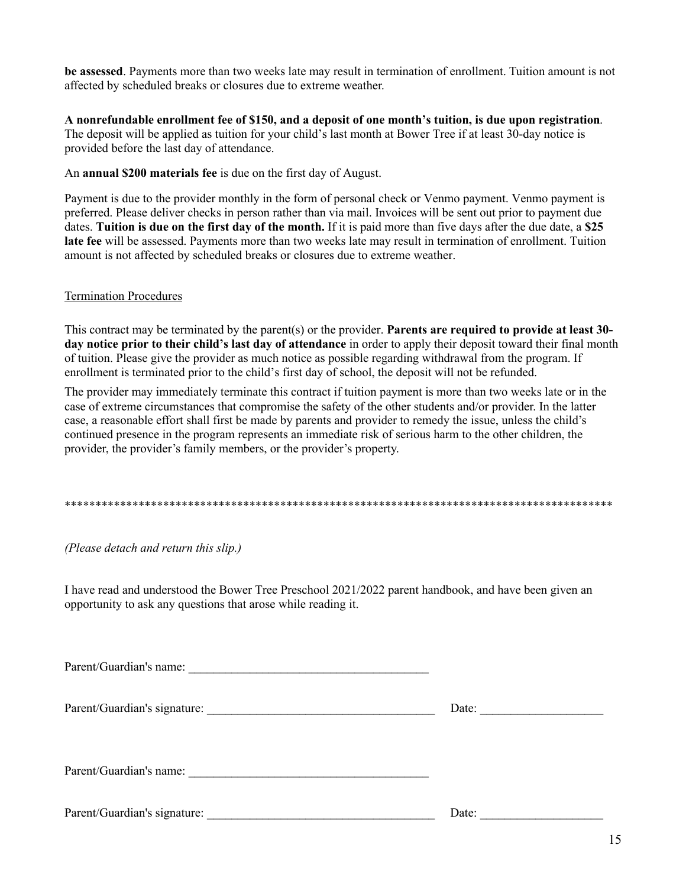**be assessed**. Payments more than two weeks late may result in termination of enrollment. Tuition amount is not affected by scheduled breaks or closures due to extreme weather.

**A nonrefundable enrollment fee of $150, and a deposit of one month's tuition, is due upon registration**. The deposit will be applied as tuition for your child's last month at Bower Tree if at least 30-day notice is provided before the last day of attendance.

An **annual $200 materials fee** is due on the first day of August.

Payment is due to the provider monthly in the form of personal check or Venmo payment. Venmo payment is preferred. Please deliver checks in person rather than via mail. Invoices will be sent out prior to payment due dates. **Tuition is due on the first day of the month.** If it is paid more than five days after the due date, a **$25 late fee** will be assessed. Payments more than two weeks late may result in termination of enrollment. Tuition amount is not affected by scheduled breaks or closures due to extreme weather.

<u>Termination Procedures</u>

This contract may be terminated by the parent(s) or the provider. **Parents are required to provide at least 30-day notice prior to their child's last day of attendance** in order to apply their deposit toward their final month of tuition. Please give the provider as much notice as possible regarding withdrawal from the program. If enrollment is terminated prior to the child's first day of school, the deposit will not be refunded.

The provider may immediately terminate this contract if tuition payment is more than two weeks late or in the case of extreme circumstances that compromise the safety of the other students and/or provider. In the latter case, a reasonable effort shall first be made by parents and provider to remedy the issue, unless the child's continued presence in the program represents an immediate risk of serious harm to the other children, the provider, the provider's family members, or the provider's property.

*******************************************************************************************

*(Please detach and return this slip.)*

I have read and understood the Bower Tree Preschool 2021/2022 parent handbook, and have been given an opportunity to ask any questions that arose while reading it.

Parent/Guardian's name: ________________________________________

Parent/Guardian's signature: ______________________________________ Date: ____________________

Parent/Guardian's name: ________________________________________

Parent/Guardian's signature: ______________________________________ Date: ____________________